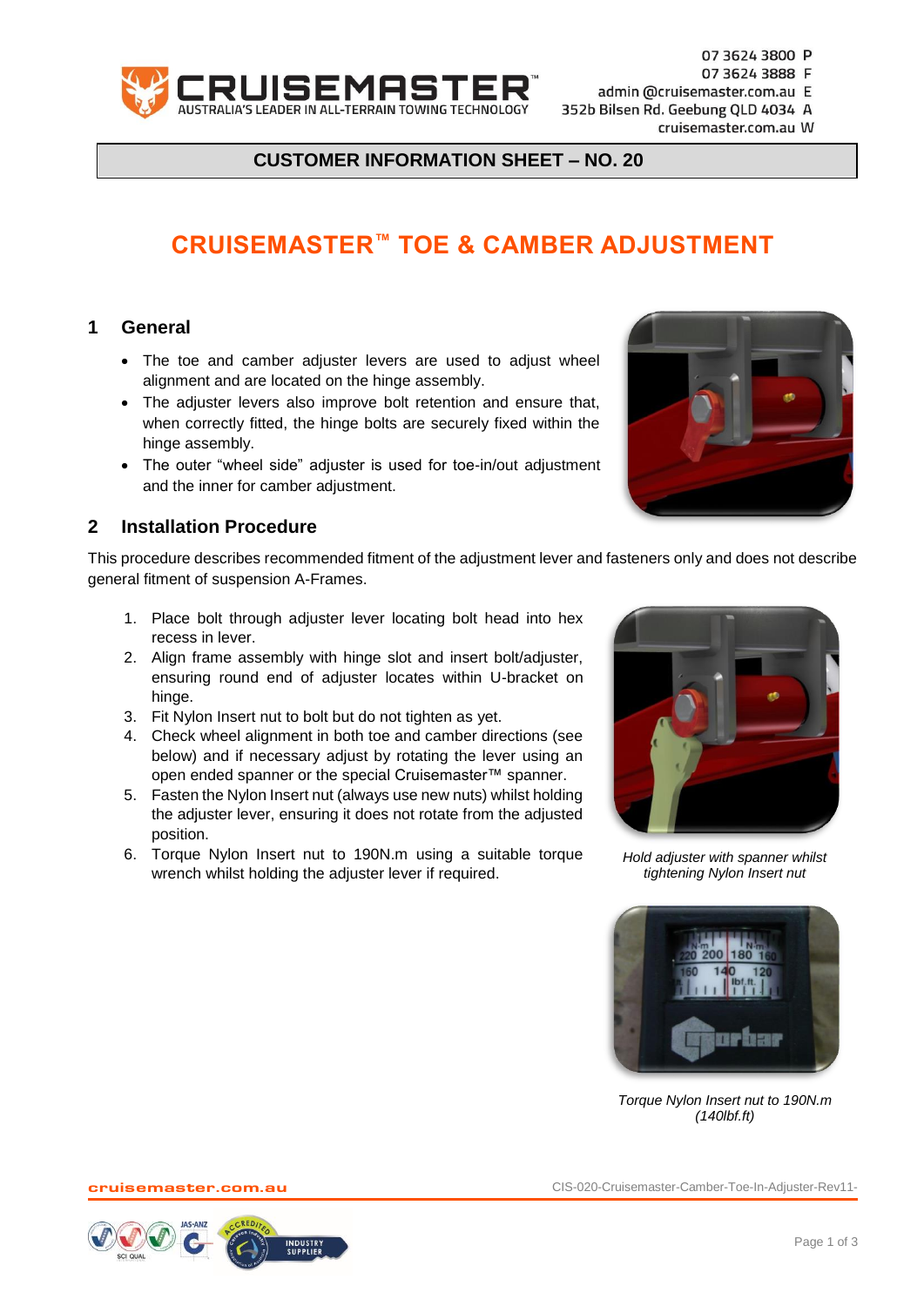07 3624 3800 P
07 3624 3888 F
admin @cruisemaster.com.au E
352b Bilsen Rd. Geebung QLD 4034 A
cruisemaster.com.au W

**CUSTOMER INFORMATION SHEET – NO. 20**

# CRUISEMASTER™ TOE & CAMBER ADJUSTMENT

## 1 General

- The toe and camber adjuster levers are used to adjust wheel alignment and are located on the hinge assembly.
- The adjuster levers also improve bolt retention and ensure that, when correctly fitted, the hinge bolts are securely fixed within the hinge assembly.
- The outer "wheel side" adjuster is used for toe-in/out adjustment and the inner for camber adjustment.

## 2 Installation Procedure

This procedure describes recommended fitment of the adjustment lever and fasteners only and does not describe general fitment of suspension A-Frames.

1. Place bolt through adjuster lever locating bolt head into hex recess in lever.
2. Align frame assembly with hinge slot and insert bolt/adjuster, ensuring round end of adjuster locates within U-bracket on hinge.
3. Fit Nylon Insert nut to bolt but do not tighten as yet.
4. Check wheel alignment in both toe and camber directions (see below) and if necessary adjust by rotating the lever using an open ended spanner or the special Cruisemaster™ spanner.
5. Fasten the Nylon Insert nut (always use new nuts) whilst holding the adjuster lever, ensuring it does not rotate from the adjusted position.
6. Torque Nylon Insert nut to 190N.m using a suitable torque wrench whilst holding the adjuster lever if required.

*Hold adjuster with spanner whilst tightening Nylon Insert nut*

*Torque Nylon Insert nut to 190N.m (140lbf.ft)*

cruisemaster.com.au

CIS-020-Cruisemaster-Camber-Toe-In-Adjuster-Rev11-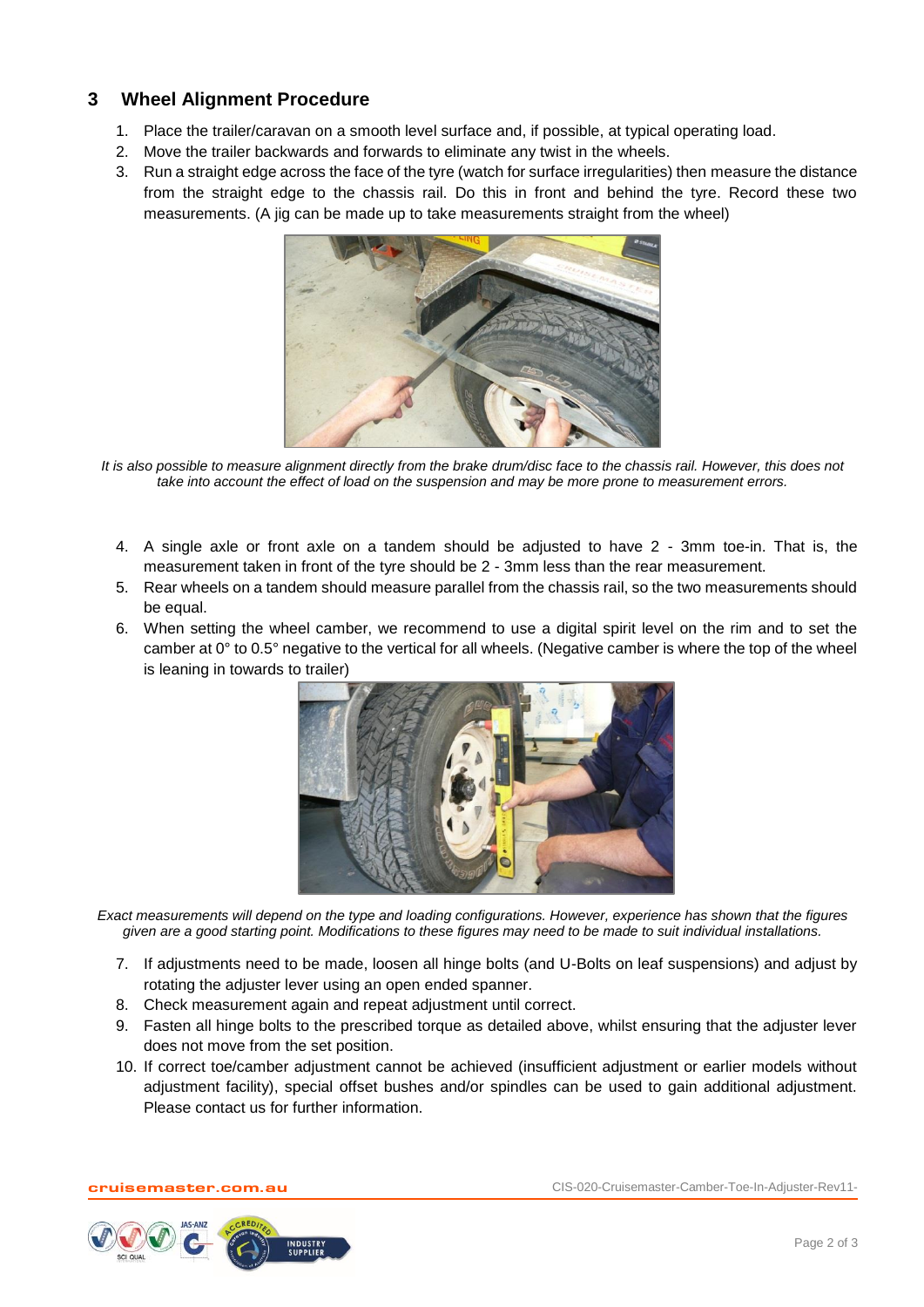## 3 Wheel Alignment Procedure

1. Place the trailer/caravan on a smooth level surface and, if possible, at typical operating load.
2. Move the trailer backwards and forwards to eliminate any twist in the wheels.
3. Run a straight edge across the face of the tyre (watch for surface irregularities) then measure the distance from the straight edge to the chassis rail. Do this in front and behind the tyre. Record these two measurements. (A jig can be made up to take measurements straight from the wheel)

*It is also possible to measure alignment directly from the brake drum/disc face to the chassis rail. However, this does not take into account the effect of load on the suspension and may be more prone to measurement errors.*

4. A single axle or front axle on a tandem should be adjusted to have 2 - 3mm toe-in. That is, the measurement taken in front of the tyre should be 2 - 3mm less than the rear measurement.
5. Rear wheels on a tandem should measure parallel from the chassis rail, so the two measurements should be equal.
6. When setting the wheel camber, we recommend to use a digital spirit level on the rim and to set the camber at 0° to 0.5° negative to the vertical for all wheels. (Negative camber is where the top of the wheel is leaning in towards to trailer)

*Exact measurements will depend on the type and loading configurations. However, experience has shown that the figures given are a good starting point. Modifications to these figures may need to be made to suit individual installations.*

7. If adjustments need to be made, loosen all hinge bolts (and U-Bolts on leaf suspensions) and adjust by rotating the adjuster lever using an open ended spanner.
8. Check measurement again and repeat adjustment until correct.
9. Fasten all hinge bolts to the prescribed torque as detailed above, whilst ensuring that the adjuster lever does not move from the set position.
10. If correct toe/camber adjustment cannot be achieved (insufficient adjustment or earlier models without adjustment facility), special offset bushes and/or spindles can be used to gain additional adjustment. Please contact us for further information.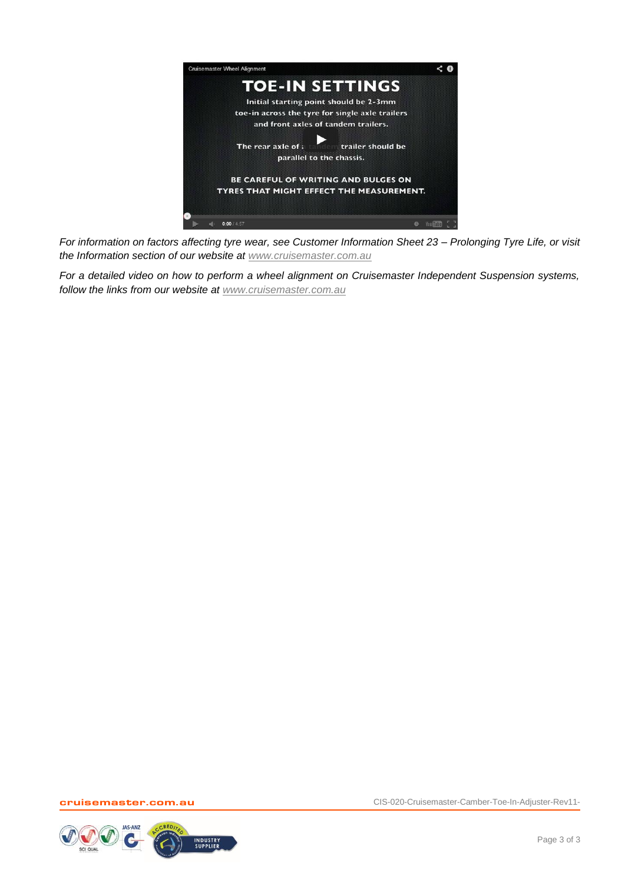*For information on factors affecting tyre wear, see Customer Information Sheet 23 – Prolonging Tyre Life, or visit the Information section of our website at www.cruisemaster.com.au*

*For a detailed video on how to perform a wheel alignment on Cruisemaster Independent Suspension systems, follow the links from our website at www.cruisemaster.com.au*